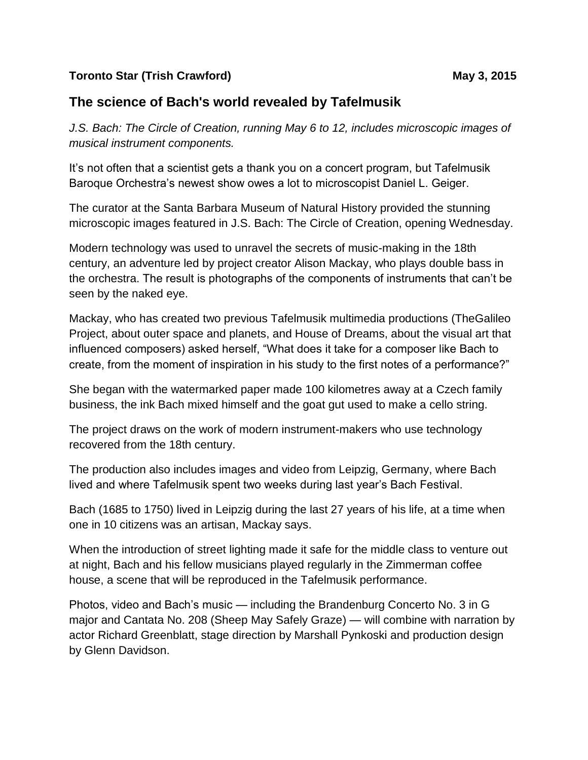**Toronto Star (Trish Crawford)** **May 3, 2015**

## The science of Bach's world revealed by Tafelmusik

*J.S. Bach: The Circle of Creation, running May 6 to 12, includes microscopic images of musical instrument components.*

It's not often that a scientist gets a thank you on a concert program, but Tafelmusik Baroque Orchestra's newest show owes a lot to microscopist Daniel L. Geiger.

The curator at the Santa Barbara Museum of Natural History provided the stunning microscopic images featured in J.S. Bach: The Circle of Creation, opening Wednesday.

Modern technology was used to unravel the secrets of music-making in the 18th century, an adventure led by project creator Alison Mackay, who plays double bass in the orchestra. The result is photographs of the components of instruments that can't be seen by the naked eye.

Mackay, who has created two previous Tafelmusik multimedia productions (TheGalileo Project, about outer space and planets, and House of Dreams, about the visual art that influenced composers) asked herself, "What does it take for a composer like Bach to create, from the moment of inspiration in his study to the first notes of a performance?"

She began with the watermarked paper made 100 kilometres away at a Czech family business, the ink Bach mixed himself and the goat gut used to make a cello string.

The project draws on the work of modern instrument-makers who use technology recovered from the 18th century.

The production also includes images and video from Leipzig, Germany, where Bach lived and where Tafelmusik spent two weeks during last year's Bach Festival.

Bach (1685 to 1750) lived in Leipzig during the last 27 years of his life, at a time when one in 10 citizens was an artisan, Mackay says.

When the introduction of street lighting made it safe for the middle class to venture out at night, Bach and his fellow musicians played regularly in the Zimmerman coffee house, a scene that will be reproduced in the Tafelmusik performance.

Photos, video and Bach's music — including the Brandenburg Concerto No. 3 in G major and Cantata No. 208 (Sheep May Safely Graze) — will combine with narration by actor Richard Greenblatt, stage direction by Marshall Pynkoski and production design by Glenn Davidson.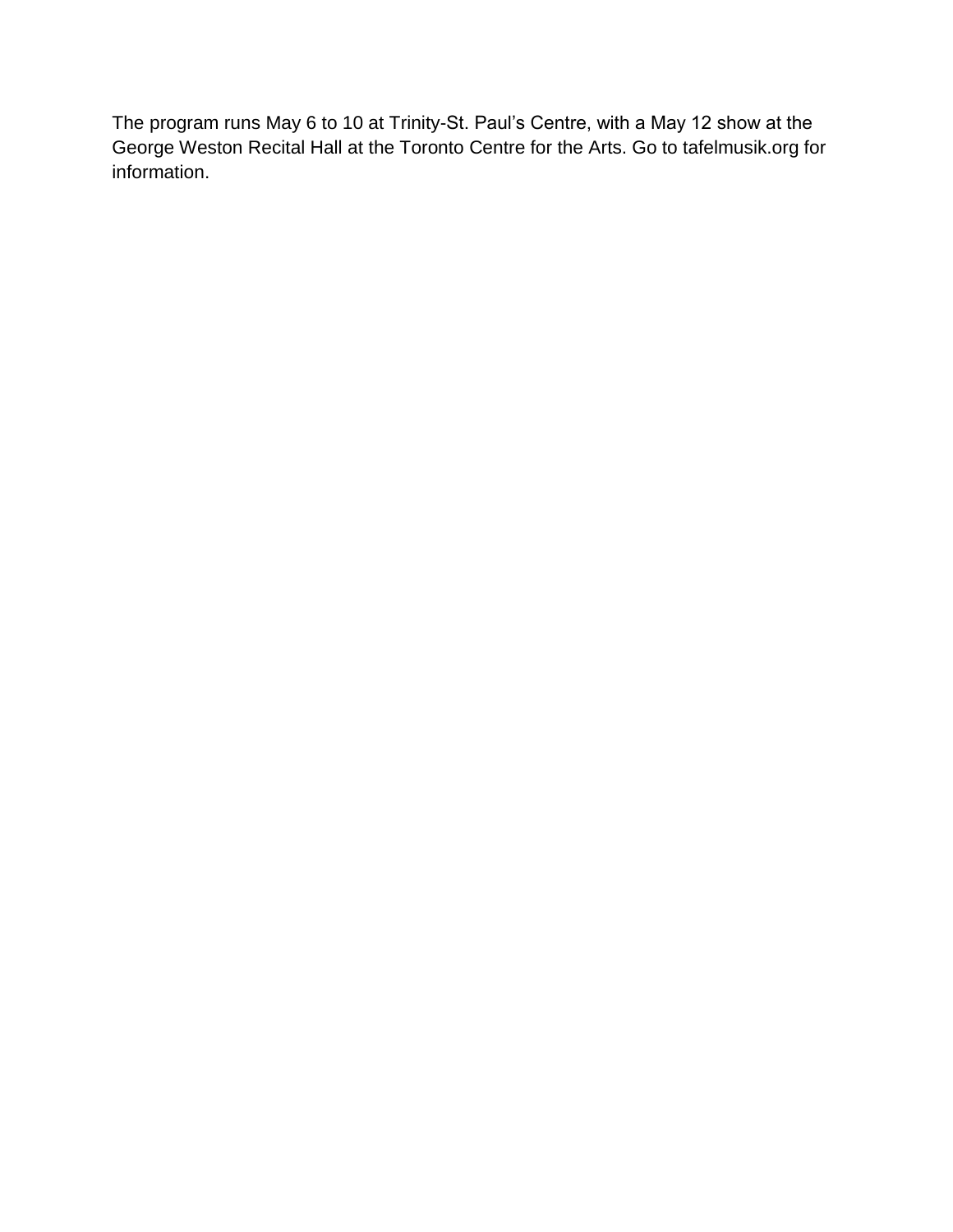The program runs May 6 to 10 at Trinity-St. Paul’s Centre, with a May 12 show at the George Weston Recital Hall at the Toronto Centre for the Arts. Go to tafelmusik.org for information.